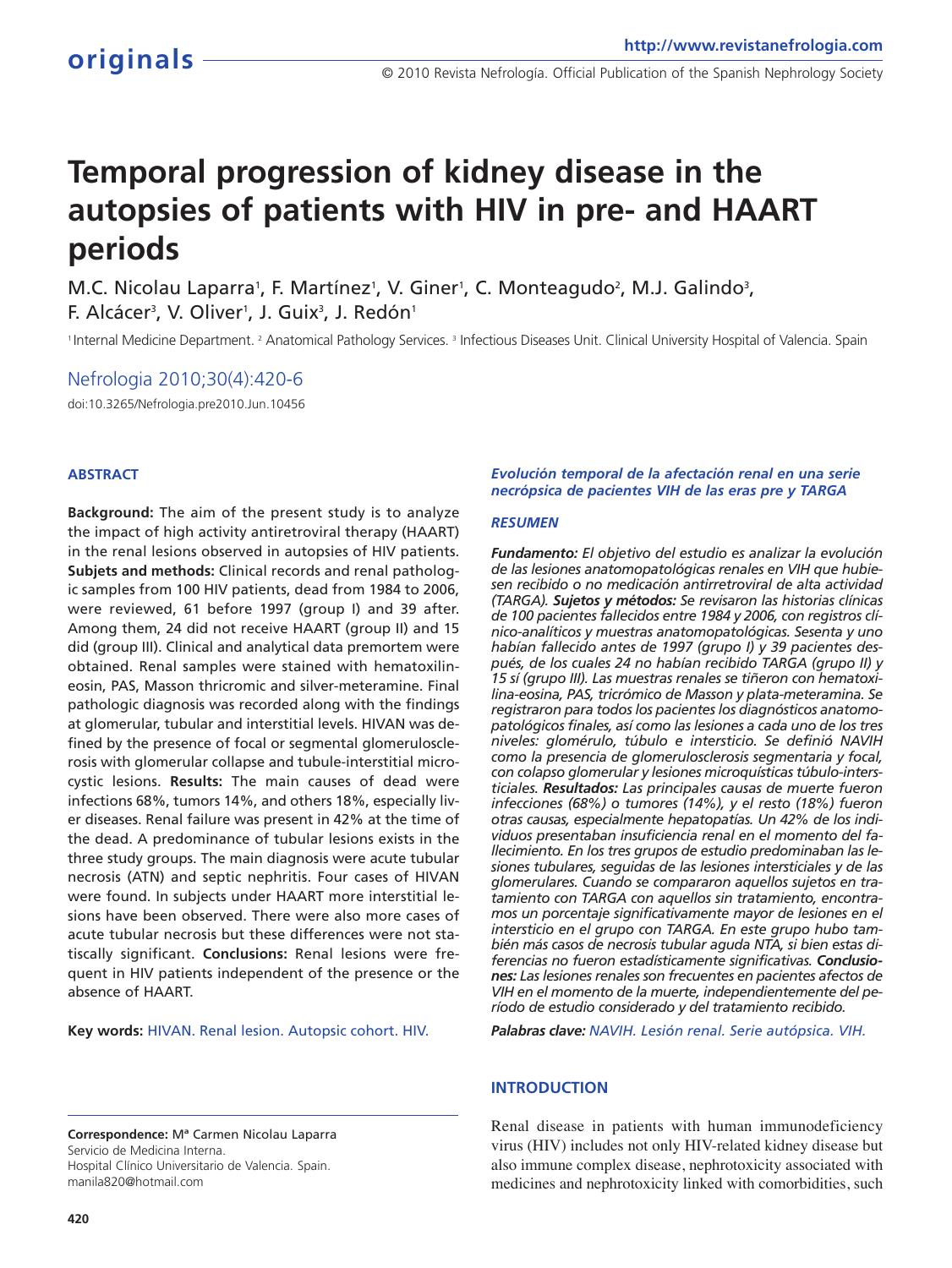# Temporal progression of kidney disease in the autopsies of patients with HIV in pre- and HAART periods

M.C. Nicolau Laparra[1], F. Martínez[1], V. Giner[1], C. Monteagudo[2], M.J. Galindo[3], F. Alcácer[3], V. Oliver[1], J. Guix[3], J. Redón[1]

[1] Internal Medicine Department. [2] Anatomical Pathology Services. [3] Infectious Diseases Unit. Clinical University Hospital of Valencia. Spain

Nefrologia 2010;30(4):420-6

doi:10.3265/Nefrologia.pre2010.Jun.10456

## ABSTRACT

**Background:** The aim of the present study is to analyze the impact of high activity antiretroviral therapy (HAART) in the renal lesions observed in autopsies of HIV patients. **Subjets and methods:** Clinical records and renal pathologic samples from 100 HIV patients, dead from 1984 to 2006, were reviewed, 61 before 1997 (group I) and 39 after. Among them, 24 did not receive HAART (group II) and 15 did (group III). Clinical and analytical data premortem were obtained. Renal samples were stained with hematoxilin-eosin, PAS, Masson thricromic and silver-meteramine. Final pathologic diagnosis was recorded along with the findings at glomerular, tubular and interstitial levels. HIVAN was defined by the presence of focal or segmental glomerulosclerosis with glomerular collapse and tubule-interstitial microcystic lesions. **Results:** The main causes of dead were infections 68%, tumors 14%, and others 18%, especially liver diseases. Renal failure was present in 42% at the time of the dead. A predominance of tubular lesions exists in the three study groups. The main diagnosis were acute tubular necrosis (ATN) and septic nephritis. Four cases of HIVAN were found. In subjects under HAART more interstitial lesions have been observed. There were also more cases of acute tubular necrosis but these differences were not statiscally significant. **Conclusions:** Renal lesions were frequent in HIV patients independent of the presence or the absence of HAART.

**Key words:** HIVAN. Renal lesion. Autopsic cohort. HIV.

### *Evolución temporal de la afectación renal en una serie necrópsica de pacientes VIH de las eras pre y TARGA*

### *RESUMEN*

***Fundamento:*** *El objetivo del estudio es analizar la evolución de las lesiones anatomopatológicas renales en VIH que hubiesen recibido o no medicación antirretroviral de alta actividad (TARGA).* ***Sujetos y métodos:*** *Se revisaron las historias clínicas de 100 pacientes fallecidos entre 1984 y 2006, con registros clínico-analíticos y muestras anatomopatológicas. Sesenta y uno habían fallecido antes de 1997 (grupo I) y 39 pacientes después, de los cuales 24 no habían recibido TARGA (grupo II) y 15 sí (grupo III). Las muestras renales se tiñeron con hematoxilina-eosina, PAS, tricrómico de Masson y plata-meteramina. Se registraron para todos los pacientes los diagnósticos anatomopatológicos finales, así como las lesiones a cada uno de los tres niveles: glomérulo, túbulo e intersticio. Se definió NAVIH como la presencia de glomerulosclerosis segmentaria y focal, con colapso glomerular y lesiones microquísticas túbulo-intersticiales.* ***Resultados:*** *Las principales causas de muerte fueron infecciones (68%) o tumores (14%), y el resto (18%) fueron otras causas, especialmente hepatopatías. Un 42% de los individuos presentaban insuficiencia renal en el momento del fallecimiento. En los tres grupos de estudio predominaban las lesiones tubulares, seguidas de las lesiones intersticiales y de las glomerulares. Cuando se compararon aquellos sujetos en tratamiento con TARGA con aquellos sin tratamiento, encontramos un porcentaje significativamente mayor de lesiones en el intersticio en el grupo con TARGA. En este grupo hubo también más casos de necrosis tubular aguda NTA, si bien estas diferencias no fueron estadísticamente significativas.* ***Conclusiones:*** *Las lesiones renales son frecuentes en pacientes afectos de VIH en el momento de la muerte, independientemente del período de estudio considerado y del tratamiento recibido.*

***Palabras clave:*** *NAVIH. Lesión renal. Serie autópsica. VIH.*

**Correspondence:** Mª Carmen Nicolau Laparra
Servicio de Medicina Interna.
Hospital Clínico Universitario de Valencia. Spain.
manila820@hotmail.com

## INTRODUCTION

Renal disease in patients with human immunodeficiency virus (HIV) includes not only HIV-related kidney disease but also immune complex disease, nephrotoxicity associated with medicines and nephrotoxicity linked with comorbidities, such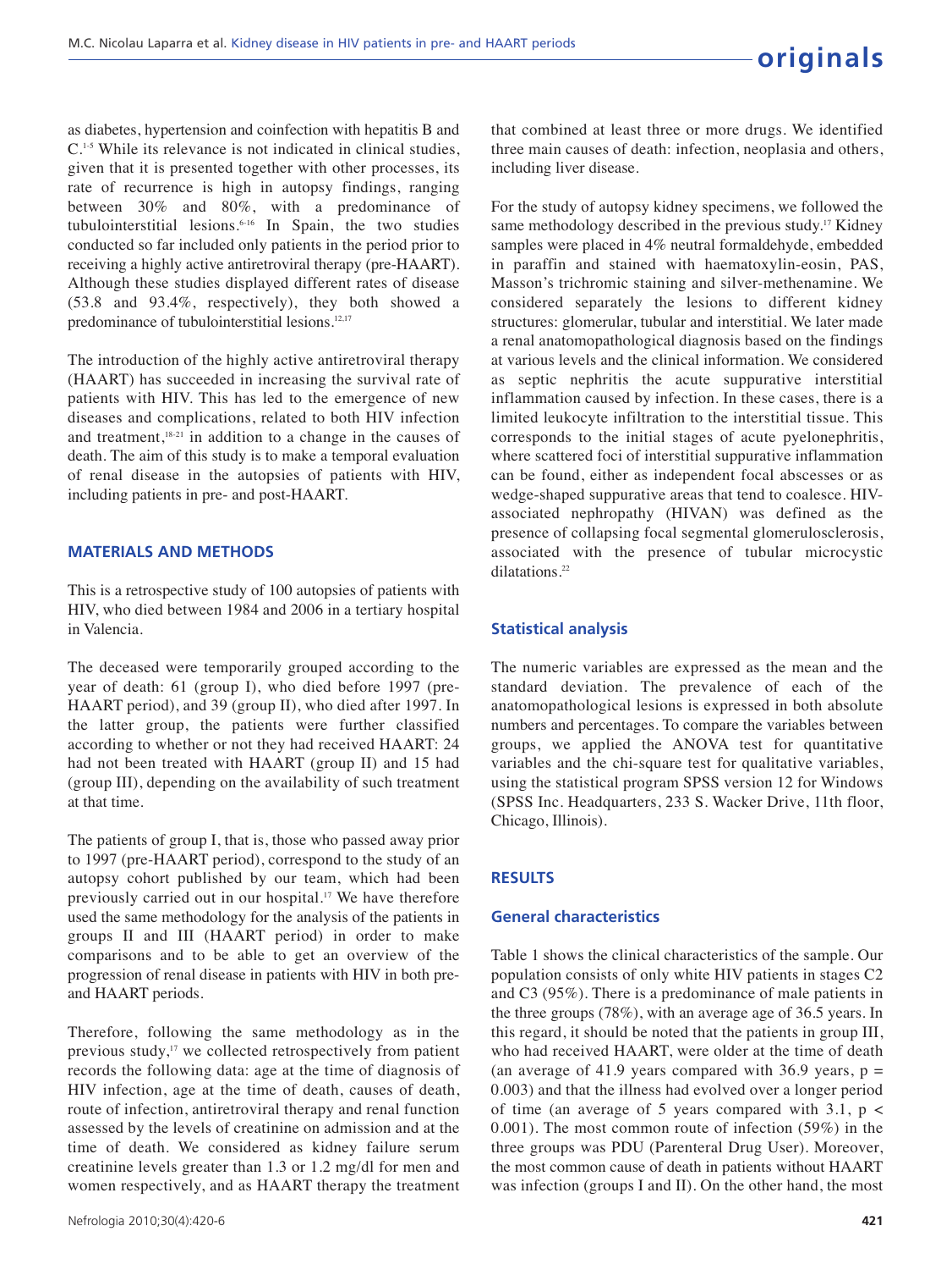as diabetes, hypertension and coinfection with hepatitis B and C.[1-5] While its relevance is not indicated in clinical studies, given that it is presented together with other processes, its rate of recurrence is high in autopsy findings, ranging between 30% and 80%, with a predominance of tubulointerstitial lesions.[6-16] In Spain, the two studies conducted so far included only patients in the period prior to receiving a highly active antiretroviral therapy (pre-HAART). Although these studies displayed different rates of disease (53.8 and 93.4%, respectively), they both showed a predominance of tubulointerstitial lesions.[12,17]

The introduction of the highly active antiretroviral therapy (HAART) has succeeded in increasing the survival rate of patients with HIV. This has led to the emergence of new diseases and complications, related to both HIV infection and treatment,[18-21] in addition to a change in the causes of death. The aim of this study is to make a temporal evaluation of renal disease in the autopsies of patients with HIV, including patients in pre- and post-HAART.

## MATERIALS AND METHODS

This is a retrospective study of 100 autopsies of patients with HIV, who died between 1984 and 2006 in a tertiary hospital in Valencia.

The deceased were temporarily grouped according to the year of death: 61 (group I), who died before 1997 (pre-HAART period), and 39 (group II), who died after 1997. In the latter group, the patients were further classified according to whether or not they had received HAART: 24 had not been treated with HAART (group II) and 15 had (group III), depending on the availability of such treatment at that time.

The patients of group I, that is, those who passed away prior to 1997 (pre-HAART period), correspond to the study of an autopsy cohort published by our team, which had been previously carried out in our hospital.[17] We have therefore used the same methodology for the analysis of the patients in groups II and III (HAART period) in order to make comparisons and to be able to get an overview of the progression of renal disease in patients with HIV in both pre- and HAART periods.

Therefore, following the same methodology as in the previous study,[17] we collected retrospectively from patient records the following data: age at the time of diagnosis of HIV infection, age at the time of death, causes of death, route of infection, antiretroviral therapy and renal function assessed by the levels of creatinine on admission and at the time of death. We considered as kidney failure serum creatinine levels greater than 1.3 or 1.2 mg/dl for men and women respectively, and as HAART therapy the treatment that combined at least three or more drugs. We identified three main causes of death: infection, neoplasia and others, including liver disease.

For the study of autopsy kidney specimens, we followed the same methodology described in the previous study.[17] Kidney samples were placed in 4% neutral formaldehyde, embedded in paraffin and stained with haematoxylin-eosin, PAS, Masson's trichromic staining and silver-methenamine. We considered separately the lesions to different kidney structures: glomerular, tubular and interstitial. We later made a renal anatomopathological diagnosis based on the findings at various levels and the clinical information. We considered as septic nephritis the acute suppurative interstitial inflammation caused by infection. In these cases, there is a limited leukocyte infiltration to the interstitial tissue. This corresponds to the initial stages of acute pyelonephritis, where scattered foci of interstitial suppurative inflammation can be found, either as independent focal abscesses or as wedge-shaped suppurative areas that tend to coalesce. HIV-associated nephropathy (HIVAN) was defined as the presence of collapsing focal segmental glomerulosclerosis, associated with the presence of tubular microcystic dilatations.[22]

### Statistical analysis

The numeric variables are expressed as the mean and the standard deviation. The prevalence of each of the anatomopathological lesions is expressed in both absolute numbers and percentages. To compare the variables between groups, we applied the ANOVA test for quantitative variables and the chi-square test for qualitative variables, using the statistical program SPSS version 12 for Windows (SPSS Inc. Headquarters, 233 S. Wacker Drive, 11th floor, Chicago, Illinois).

## RESULTS

### General characteristics

Table 1 shows the clinical characteristics of the sample. Our population consists of only white HIV patients in stages C2 and C3 (95%). There is a predominance of male patients in the three groups (78%), with an average age of 36.5 years. In this regard, it should be noted that the patients in group III, who had received HAART, were older at the time of death (an average of 41.9 years compared with 36.9 years, $p = 0.003$) and that the illness had evolved over a longer period of time (an average of 5 years compared with 3.1, $p < 0.001$). The most common route of infection (59%) in the three groups was PDU (Parenteral Drug User). Moreover, the most common cause of death in patients without HAART was infection (groups I and II). On the other hand, the most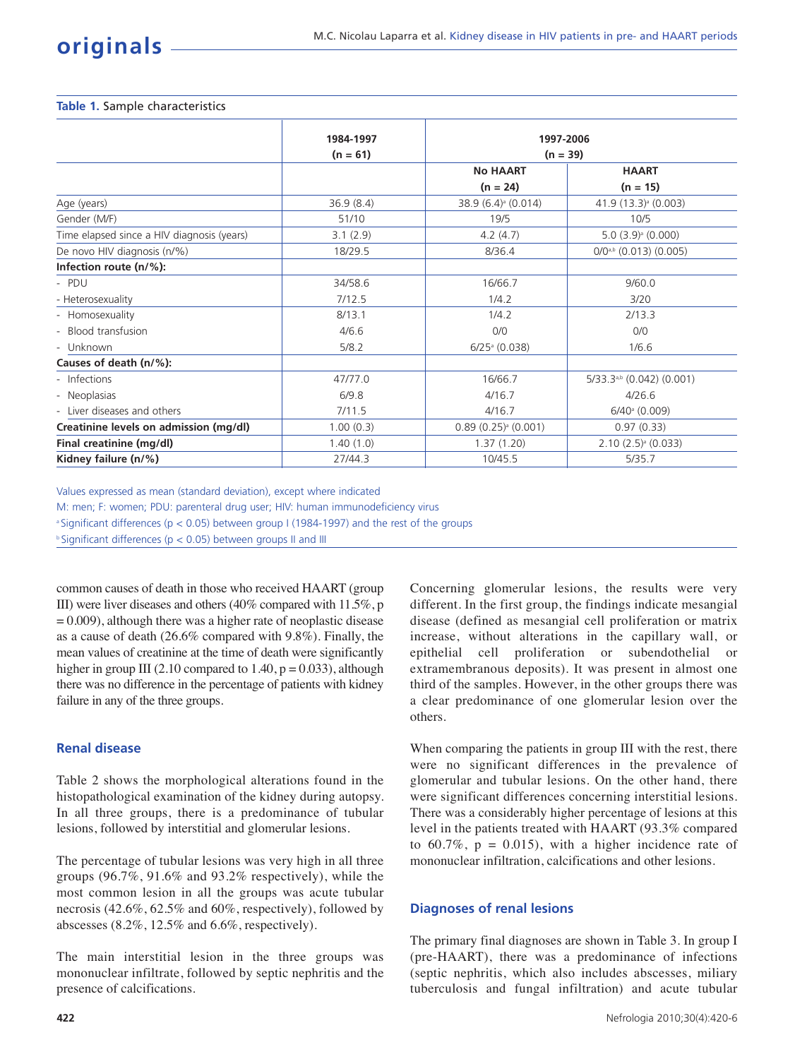**Table 1.** Sample characteristics

| | 1984-1997 (n = 61) | 1997-2006 (n = 39) | |
|---|---|---|---|
| | | No HAART (n = 24) | HAART (n = 15) |
| Age (years) | 36.9 (8.4) | 38.9 (6.4)[a] (0.014) | 41.9 (13.3)[a] (0.003) |
| Gender (M/F) | 51/10 | 19/5 | 10/5 |
| Time elapsed since a HIV diagnosis (years) | 3.1 (2.9) | 4.2 (4.7) | 5.0 (3.9)[a] (0.000) |
| De novo HIV diagnosis (n/%) | 18/29.5 | 8/36.4 | 0/0[a,b] (0.013) (0.005) |
| **Infection route (n/%):** | | | |
| - PDU | 34/58.6 | 16/66.7 | 9/60.0 |
| - Heterosexuality | 7/12.5 | 1/4.2 | 3/20 |
| - Homosexuality | 8/13.1 | 1/4.2 | 2/13.3 |
| - Blood transfusion | 4/6.6 | 0/0 | 0/0 |
| - Unknown | 5/8.2 | 6/25[a] (0.038) | 1/6.6 |
| **Causes of death (n/%):** | | | |
| - Infections | 47/77.0 | 16/66.7 | 5/33.3[a,b] (0.042) (0.001) |
| - Neoplasias | 6/9.8 | 4/16.7 | 4/26.6 |
| - Liver diseases and others | 7/11.5 | 4/16.7 | 6/40[a] (0.009) |
| **Creatinine levels on admission (mg/dl)** | 1.00 (0.3) | 0.89 (0.25)[a] (0.001) | 0.97 (0.33) |
| **Final creatinine (mg/dl)** | 1.40 (1.0) | 1.37 (1.20) | 2.10 (2.5)[a] (0.033) |
| **Kidney failure (n/%)** | 27/44.3 | 10/45.5 | 5/35.7 |

Values expressed as mean (standard deviation), except where indicated
M: men; F: women; PDU: parenteral drug user; HIV: human immunodeficiency virus
[a] Significant differences ($p < 0.05$) between group I (1984-1997) and the rest of the groups
[b] Significant differences ($p < 0.05$) between groups II and III

common causes of death in those who received HAART (group III) were liver diseases and others (40% compared with 11.5%, p = 0.009), although there was a higher rate of neoplastic disease as a cause of death (26.6% compared with 9.8%). Finally, the mean values of creatinine at the time of death were significantly higher in group III (2.10 compared to 1.40, p = 0.033), although there was no difference in the percentage of patients with kidney failure in any of the three groups.

### Renal disease

Table 2 shows the morphological alterations found in the histopathological examination of the kidney during autopsy. In all three groups, there is a predominance of tubular lesions, followed by interstitial and glomerular lesions.

The percentage of tubular lesions was very high in all three groups (96.7%, 91.6% and 93.2% respectively), while the most common lesion in all the groups was acute tubular necrosis (42.6%, 62.5% and 60%, respectively), followed by abscesses (8.2%, 12.5% and 6.6%, respectively).

The main interstitial lesion in the three groups was mononuclear infiltrate, followed by septic nephritis and the presence of calcifications.

Concerning glomerular lesions, the results were very different. In the first group, the findings indicate mesangial disease (defined as mesangial cell proliferation or matrix increase, without alterations in the capillary wall, or epithelial cell proliferation or subendothelial or extramembranous deposits). It was present in almost one third of the samples. However, in the other groups there was a clear predominance of one glomerular lesion over the others.

When comparing the patients in group III with the rest, there were no significant differences in the prevalence of glomerular and tubular lesions. On the other hand, there were significant differences concerning interstitial lesions. There was a considerably higher percentage of lesions at this level in the patients treated with HAART (93.3% compared to 60.7%, p = 0.015), with a higher incidence rate of mononuclear infiltration, calcifications and other lesions.

### Diagnoses of renal lesions

The primary final diagnoses are shown in Table 3. In group I (pre-HAART), there was a predominance of infections (septic nephritis, which also includes abscesses, miliary tuberculosis and fungal infiltration) and acute tubular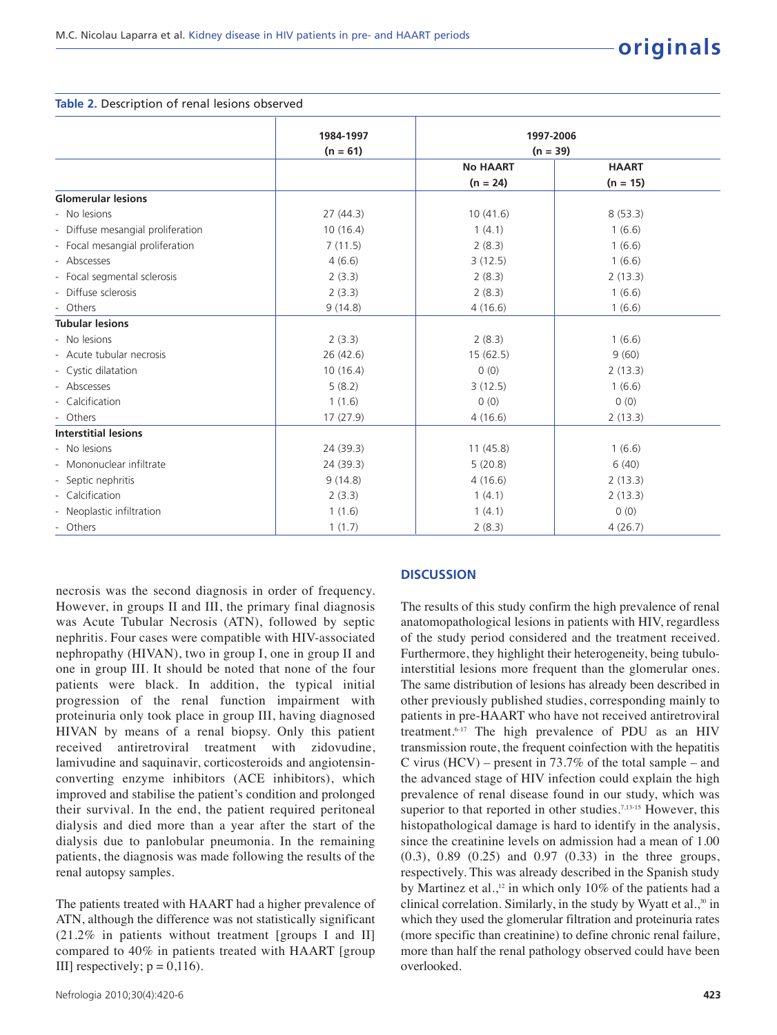**Table 2.** Description of renal lesions observed

| | 1984-1997 (n = 61) | 1997-2006 (n = 39) | |
|---|---|---|---|
| | | No HAART (n = 24) | HAART (n = 15) |
| **Glomerular lesions** | | | |
| - No lesions | 27 (44.3) | 10 (41.6) | 8 (53.3) |
| - Diffuse mesangial proliferation | 10 (16.4) | 1 (4.1) | 1 (6.6) |
| - Focal mesangial proliferation | 7 (11.5) | 2 (8.3) | 1 (6.6) |
| - Abscesses | 4 (6.6) | 3 (12.5) | 1 (6.6) |
| - Focal segmental sclerosis | 2 (3.3) | 2 (8.3) | 2 (13.3) |
| - Diffuse sclerosis | 2 (3.3) | 2 (8.3) | 1 (6.6) |
| - Others | 9 (14.8) | 4 (16.6) | 1 (6.6) |
| **Tubular lesions** | | | |
| - No lesions | 2 (3.3) | 2 (8.3) | 1 (6.6) |
| - Acute tubular necrosis | 26 (42.6) | 15 (62.5) | 9 (60) |
| - Cystic dilatation | 10 (16.4) | 0 (0) | 2 (13.3) |
| - Abscesses | 5 (8.2) | 3 (12.5) | 1 (6.6) |
| - Calcification | 1 (1.6) | 0 (0) | 0 (0) |
| - Others | 17 (27.9) | 4 (16.6) | 2 (13.3) |
| **Interstitial lesions** | | | |
| - No lesions | 24 (39.3) | 11 (45.8) | 1 (6.6) |
| - Mononuclear infiltrate | 24 (39.3) | 5 (20.8) | 6 (40) |
| - Septic nephritis | 9 (14.8) | 4 (16.6) | 2 (13.3) |
| - Calcification | 2 (3.3) | 1 (4.1) | 2 (13.3) |
| - Neoplastic infiltration | 1 (1.6) | 1 (4.1) | 0 (0) |
| - Others | 1 (1.7) | 2 (8.3) | 4 (26.7) |

necrosis was the second diagnosis in order of frequency. However, in groups II and III, the primary final diagnosis was Acute Tubular Necrosis (ATN), followed by septic nephritis. Four cases were compatible with HIV-associated nephropathy (HIVAN), two in group I, one in group II and one in group III. It should be noted that none of the four patients were black. In addition, the typical initial progression of the renal function impairment with proteinuria only took place in group III, having diagnosed HIVAN by means of a renal biopsy. Only this patient received antiretroviral treatment with zidovudine, lamivudine and saquinavir, corticosteroids and angiotensin-converting enzyme inhibitors (ACE inhibitors), which improved and stabilise the patient's condition and prolonged their survival. In the end, the patient required peritoneal dialysis and died more than a year after the start of the dialysis due to panlobular pneumonia. In the remaining patients, the diagnosis was made following the results of the renal autopsy samples.

The patients treated with HAART had a higher prevalence of ATN, although the difference was not statistically significant (21.2% in patients without treatment [groups I and II] compared to 40% in patients treated with HAART [group III] respectively; p = 0,116).

## DISCUSSION

The results of this study confirm the high prevalence of renal anatomopathological lesions in patients with HIV, regardless of the study period considered and the treatment received. Furthermore, they highlight their heterogeneity, being tubulo-interstitial lesions more frequent than the glomerular ones. The same distribution of lesions has already been described in other previously published studies, corresponding mainly to patients in pre-HAART who have not received antiretroviral treatment.[6-17] The high prevalence of PDU as an HIV transmission route, the frequent coinfection with the hepatitis C virus (HCV) – present in 73.7% of the total sample – and the advanced stage of HIV infection could explain the high prevalence of renal disease found in our study, which was superior to that reported in other studies.[7,13-15] However, this histopathological damage is hard to identify in the analysis, since the creatinine levels on admission had a mean of 1.00 (0.3), 0.89 (0.25) and 0.97 (0.33) in the three groups, respectively. This was already described in the Spanish study by Martinez et al.,[12] in which only 10% of the patients had a clinical correlation. Similarly, in the study by Wyatt et al.,[30] in which they used the glomerular filtration and proteinuria rates (more specific than creatinine) to define chronic renal failure, more than half the renal pathology observed could have been overlooked.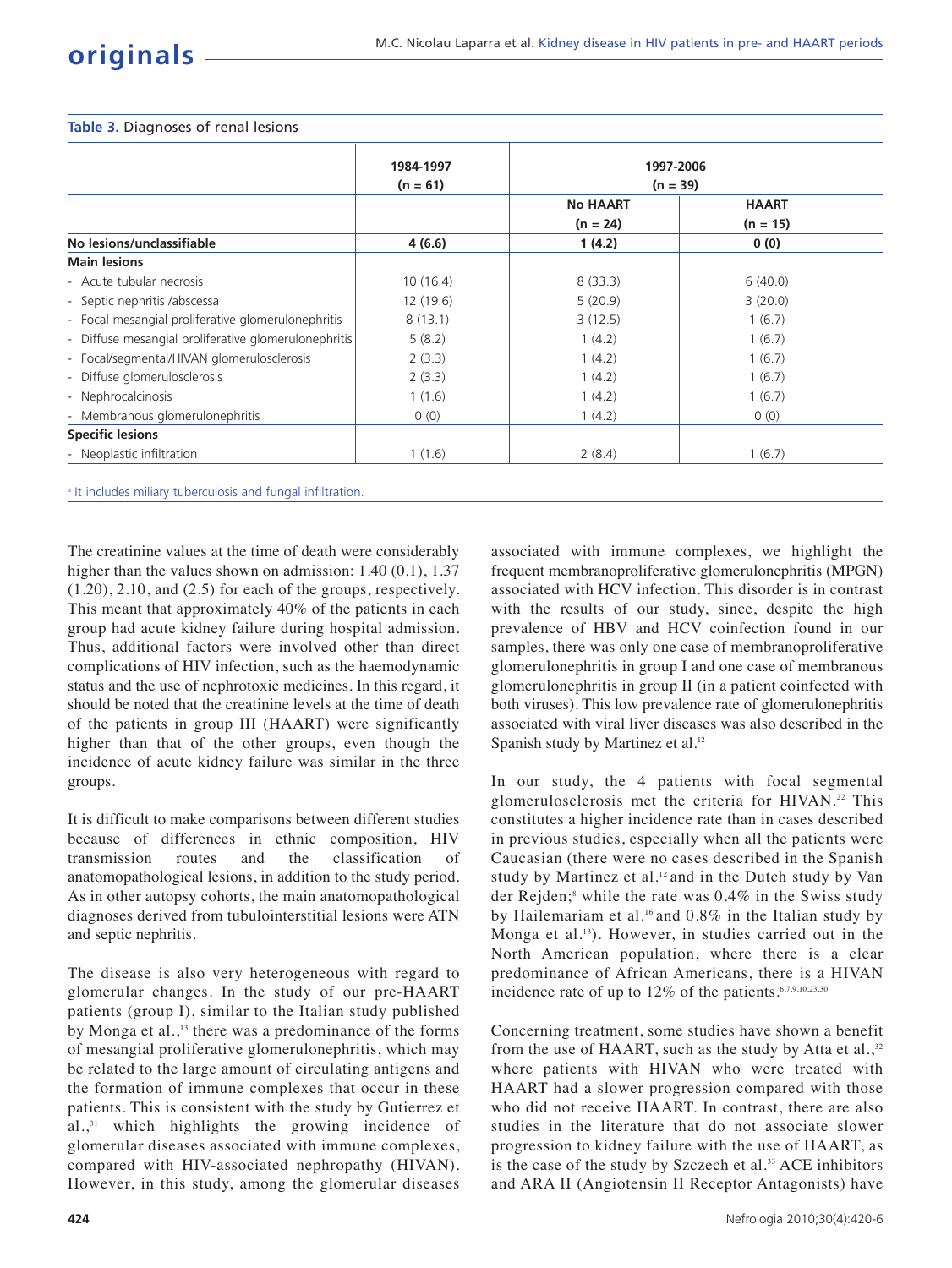**Table 3.** Diagnoses of renal lesions

| | 1984-1997 (n = 61) | 1997-2006 (n = 39) | |
|---|---|---|---|
| | | No HAART (n = 24) | HAART (n = 15) |
| **No lesions/unclassifiable** | **4 (6.6)** | **1 (4.2)** | **0 (0)** |
| **Main lesions** | | | |
| - Acute tubular necrosis | 10 (16.4) | 8 (33.3) | 6 (40.0) |
| - Septic nephritis /abscessa | 12 (19.6) | 5 (20.9) | 3 (20.0) |
| - Focal mesangial proliferative glomerulonephritis | 8 (13.1) | 3 (12.5) | 1 (6.7) |
| - Diffuse mesangial proliferative glomerulonephritis | 5 (8.2) | 1 (4.2) | 1 (6.7) |
| - Focal/segmental/HIVAN glomerulosclerosis | 2 (3.3) | 1 (4.2) | 1 (6.7) |
| - Diffuse glomerulosclerosis | 2 (3.3) | 1 (4.2) | 1 (6.7) |
| - Nephrocalcinosis | 1 (1.6) | 1 (4.2) | 1 (6.7) |
| - Membranous glomerulonephritis | 0 (0) | 1 (4.2) | 0 (0) |
| **Specific lesions** | | | |
| - Neoplastic infiltration | 1 (1.6) | 2 (8.4) | 1 (6.7) |

[a] It includes miliary tuberculosis and fungal infiltration.

The creatinine values at the time of death were considerably higher than the values shown on admission: 1.40 (0.1), 1.37 (1.20), 2.10, and (2.5) for each of the groups, respectively. This meant that approximately 40% of the patients in each group had acute kidney failure during hospital admission. Thus, additional factors were involved other than direct complications of HIV infection, such as the haemodynamic status and the use of nephrotoxic medicines. In this regard, it should be noted that the creatinine levels at the time of death of the patients in group III (HAART) were significantly higher than that of the other groups, even though the incidence of acute kidney failure was similar in the three groups.

It is difficult to make comparisons between different studies because of differences in ethnic composition, HIV transmission routes and the classification of anatomopathological lesions, in addition to the study period. As in other autopsy cohorts, the main anatomopathological diagnoses derived from tubulointerstitial lesions were ATN and septic nephritis.

The disease is also very heterogeneous with regard to glomerular changes. In the study of our pre-HAART patients (group I), similar to the Italian study published by Monga et al.,[13] there was a predominance of the forms of mesangial proliferative glomerulonephritis, which may be related to the large amount of circulating antigens and the formation of immune complexes that occur in these patients. This is consistent with the study by Gutierrez et al.,[31] which highlights the growing incidence of glomerular diseases associated with immune complexes, compared with HIV-associated nephropathy (HIVAN). However, in this study, among the glomerular diseases associated with immune complexes, we highlight the frequent membranoproliferative glomerulonephritis (MPGN) associated with HCV infection. This disorder is in contrast with the results of our study, since, despite the high prevalence of HBV and HCV coinfection found in our samples, there was only one case of membranoproliferative glomerulonephritis in group I and one case of membranous glomerulonephritis in group II (in a patient coinfected with both viruses). This low prevalence rate of glomerulonephritis associated with viral liver diseases was also described in the Spanish study by Martinez et al.[12]

In our study, the 4 patients with focal segmental glomerulosclerosis met the criteria for HIVAN.[22] This constitutes a higher incidence rate than in cases described in previous studies, especially when all the patients were Caucasian (there were no cases described in the Spanish study by Martinez et al.[12] and in the Dutch study by Van der Rejden;[8] while the rate was 0.4% in the Swiss study by Hailemariam et al.[16] and 0.8% in the Italian study by Monga et al.[13]). However, in studies carried out in the North American population, where there is a clear predominance of African Americans, there is a HIVAN incidence rate of up to 12% of the patients.[6,7,9,10,23,30]

Concerning treatment, some studies have shown a benefit from the use of HAART, such as the study by Atta et al.,[32] where patients with HIVAN who were treated with HAART had a slower progression compared with those who did not receive HAART. In contrast, there are also studies in the literature that do not associate slower progression to kidney failure with the use of HAART, as is the case of the study by Szczech et al.[33] ACE inhibitors and ARA II (Angiotensin II Receptor Antagonists) have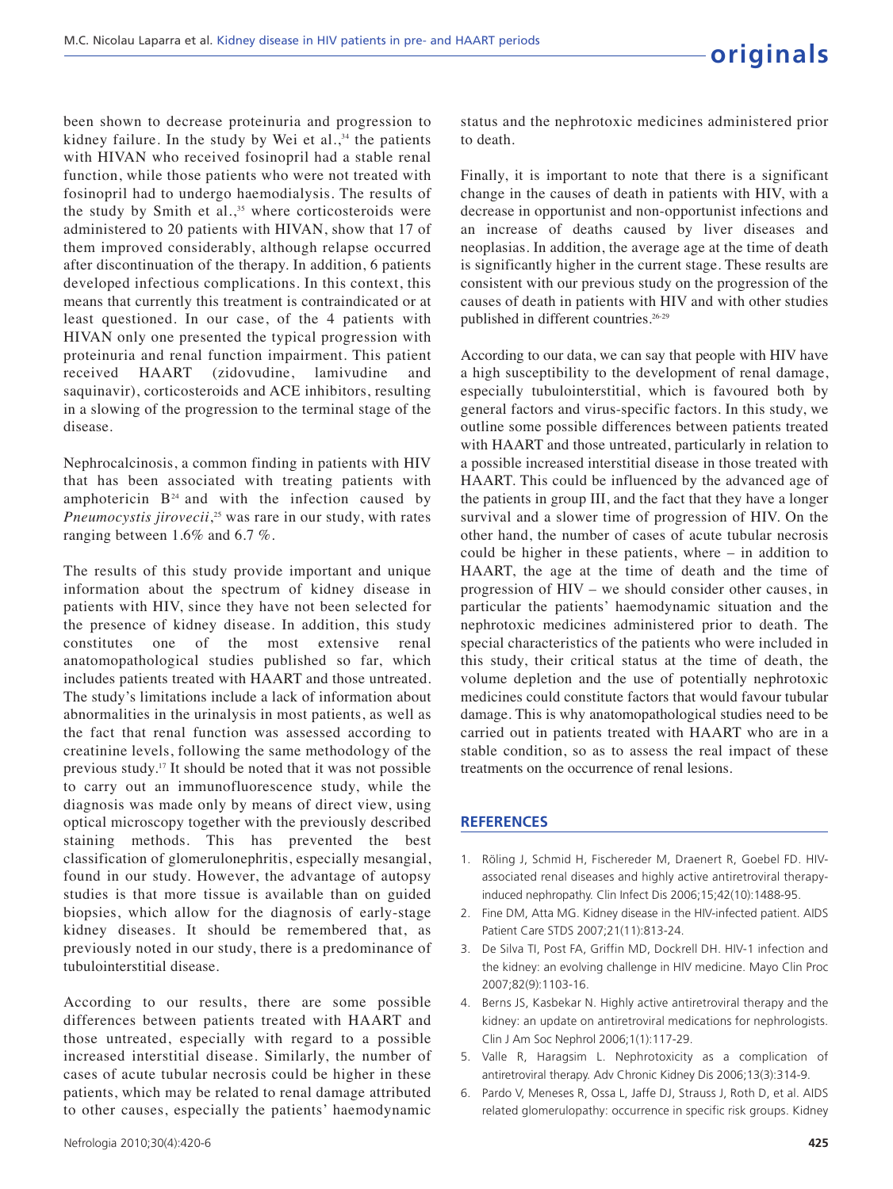been shown to decrease proteinuria and progression to kidney failure. In the study by Wei et al.,[34] the patients with HIVAN who received fosinopril had a stable renal function, while those patients who were not treated with fosinopril had to undergo haemodialysis. The results of the study by Smith et al.,[35] where corticosteroids were administered to 20 patients with HIVAN, show that 17 of them improved considerably, although relapse occurred after discontinuation of the therapy. In addition, 6 patients developed infectious complications. In this context, this means that currently this treatment is contraindicated or at least questioned. In our case, of the 4 patients with HIVAN only one presented the typical progression with proteinuria and renal function impairment. This patient received HAART (zidovudine, lamivudine and saquinavir), corticosteroids and ACE inhibitors, resulting in a slowing of the progression to the terminal stage of the disease.

Nephrocalcinosis, a common finding in patients with HIV that has been associated with treating patients with amphotericin B[24] and with the infection caused by *Pneumocystis jirovecii*,[25] was rare in our study, with rates ranging between 1.6% and 6.7 %.

The results of this study provide important and unique information about the spectrum of kidney disease in patients with HIV, since they have not been selected for the presence of kidney disease. In addition, this study constitutes one of the most extensive renal anatomopathological studies published so far, which includes patients treated with HAART and those untreated. The study's limitations include a lack of information about abnormalities in the urinalysis in most patients, as well as the fact that renal function was assessed according to creatinine levels, following the same methodology of the previous study.[17] It should be noted that it was not possible to carry out an immunofluorescence study, while the diagnosis was made only by means of direct view, using optical microscopy together with the previously described staining methods. This has prevented the best classification of glomerulonephritis, especially mesangial, found in our study. However, the advantage of autopsy studies is that more tissue is available than on guided biopsies, which allow for the diagnosis of early-stage kidney diseases. It should be remembered that, as previously noted in our study, there is a predominance of tubulointerstitial disease.

According to our results, there are some possible differences between patients treated with HAART and those untreated, especially with regard to a possible increased interstitial disease. Similarly, the number of cases of acute tubular necrosis could be higher in these patients, which may be related to renal damage attributed to other causes, especially the patients' haemodynamic status and the nephrotoxic medicines administered prior to death.

Finally, it is important to note that there is a significant change in the causes of death in patients with HIV, with a decrease in opportunist and non-opportunist infections and an increase of deaths caused by liver diseases and neoplasias. In addition, the average age at the time of death is significantly higher in the current stage. These results are consistent with our previous study on the progression of the causes of death in patients with HIV and with other studies published in different countries.[26-29]

According to our data, we can say that people with HIV have a high susceptibility to the development of renal damage, especially tubulointerstitial, which is favoured both by general factors and virus-specific factors. In this study, we outline some possible differences between patients treated with HAART and those untreated, particularly in relation to a possible increased interstitial disease in those treated with HAART. This could be influenced by the advanced age of the patients in group III, and the fact that they have a longer survival and a slower time of progression of HIV. On the other hand, the number of cases of acute tubular necrosis could be higher in these patients, where – in addition to HAART, the age at the time of death and the time of progression of HIV – we should consider other causes, in particular the patients' haemodynamic situation and the nephrotoxic medicines administered prior to death. The special characteristics of the patients who were included in this study, their critical status at the time of death, the volume depletion and the use of potentially nephrotoxic medicines could constitute factors that would favour tubular damage. This is why anatomopathological studies need to be carried out in patients treated with HAART who are in a stable condition, so as to assess the real impact of these treatments on the occurrence of renal lesions.

## REFERENCES

1. Röling J, Schmid H, Fischereder M, Draenert R, Goebel FD. HIV-associated renal diseases and highly active antiretroviral therapy-induced nephropathy. Clin Infect Dis 2006;15;42(10):1488-95.
2. Fine DM, Atta MG. Kidney disease in the HIV-infected patient. AIDS Patient Care STDS 2007;21(11):813-24.
3. De Silva TI, Post FA, Griffin MD, Dockrell DH. HIV-1 infection and the kidney: an evolving challenge in HIV medicine. Mayo Clin Proc 2007;82(9):1103-16.
4. Berns JS, Kasbekar N. Highly active antiretroviral therapy and the kidney: an update on antiretroviral medications for nephrologists. Clin J Am Soc Nephrol 2006;1(1):117-29.
5. Valle R, Haragsim L. Nephrotoxicity as a complication of antiretroviral therapy. Adv Chronic Kidney Dis 2006;13(3):314-9.
6. Pardo V, Meneses R, Ossa L, Jaffe DJ, Strauss J, Roth D, et al. AIDS related glomerulopathy: occurrence in specific risk groups. Kidney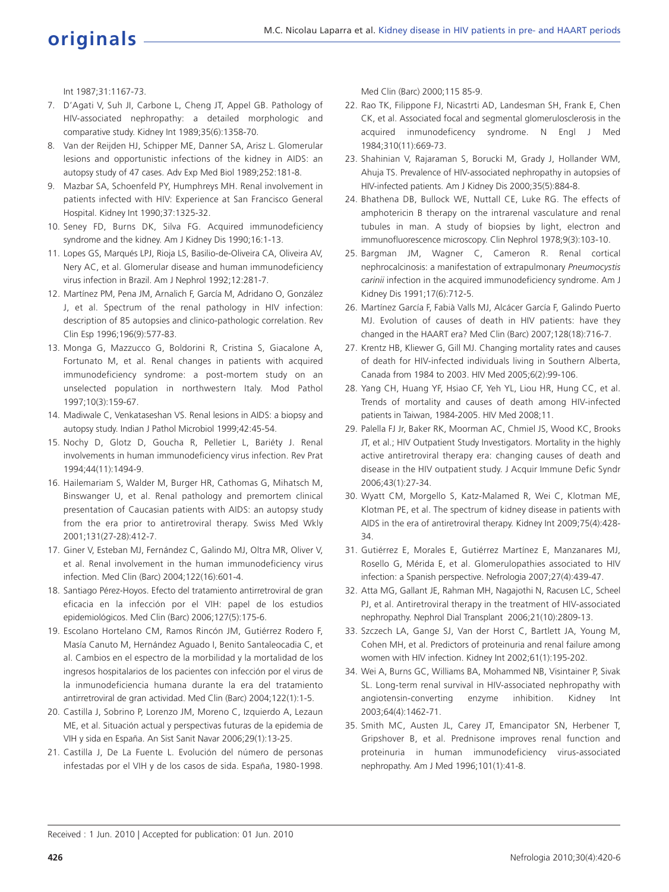Int 1987;31:1167-73.

7. D'Agati V, Suh JI, Carbone L, Cheng JT, Appel GB. Pathology of HIV-associated nephropathy: a detailed morphologic and comparative study. Kidney Int 1989;35(6):1358-70.
8. Van der Reijden HJ, Schipper ME, Danner SA, Arisz L. Glomerular lesions and opportunistic infections of the kidney in AIDS: an autopsy study of 47 cases. Adv Exp Med Biol 1989;252:181-8.
9. Mazbar SA, Schoenfeld PY, Humphreys MH. Renal involvement in patients infected with HIV: Experience at San Francisco General Hospital. Kidney Int 1990;37:1325-32.
10. Seney FD, Burns DK, Silva FG. Acquired immunodeficiency syndrome and the kidney. Am J Kidney Dis 1990;16:1-13.
11. Lopes GS, Marqués LPJ, Rioja LS, Basilio-de-Oliveira CA, Oliveira AV, Nery AC, et al. Glomerular disease and human immunodeficiency virus infection in Brazil. Am J Nephrol 1992;12:281-7.
12. Martínez PM, Pena JM, Arnalich F, García M, Adridano O, González J, et al. Spectrum of the renal pathology in HIV infection: description of 85 autopsies and clinico-pathologic correlation. Rev Clin Esp 1996;196(9):577-83.
13. Monga G, Mazzucco G, Boldorini R, Cristina S, Giacalone A, Fortunato M, et al. Renal changes in patients with acquired immunodeficiency syndrome: a post-mortem study on an unselected population in northwestern Italy. Mod Pathol 1997;10(3):159-67.
14. Madiwale C, Venkataseshan VS. Renal lesions in AIDS: a biopsy and autopsy study. Indian J Pathol Microbiol 1999;42:45-54.
15. Nochy D, Glotz D, Goucha R, Pelletier L, Bariéty J. Renal involvements in human immunodeficiency virus infection. Rev Prat 1994;44(11):1494-9.
16. Hailemariam S, Walder M, Burger HR, Cathomas G, Mihatsch M, Binswanger U, et al. Renal pathology and premortem clinical presentation of Caucasian patients with AIDS: an autopsy study from the era prior to antiretroviral therapy. Swiss Med Wkly 2001;131(27-28):412-7.
17. Giner V, Esteban MJ, Fernández C, Galindo MJ, Oltra MR, Oliver V, et al. Renal involvement in the human immunodeficiency virus infection. Med Clin (Barc) 2004;122(16):601-4.
18. Santiago Pérez-Hoyos. Efecto del tratamiento antirretroviral de gran eficacia en la infección por el VIH: papel de los estudios epidemiológicos. Med Clin (Barc) 2006;127(5):175-6.
19. Escolano Hortelano CM, Ramos Rincón JM, Gutiérrez Rodero F, Masía Canuto M, Hernández Aguado I, Benito Santaleocadia C, et al. Cambios en el espectro de la morbilidad y la mortalidad de los ingresos hospitalarios de los pacientes con infección por el virus de la inmunodeficiencia humana durante la era del tratamiento antirretroviral de gran actividad. Med Clin (Barc) 2004;122(1):1-5.
20. Castilla J, Sobrino P, Lorenzo JM, Moreno C, Izquierdo A, Lezaun ME, et al. Situación actual y perspectivas futuras de la epidemia de VIH y sida en España. An Sist Sanit Navar 2006;29(1):13-25.
21. Castilla J, De La Fuente L. Evolución del número de personas infestadas por el VIH y de los casos de sida. España, 1980-1998. Med Clin (Barc) 2000;115 85-9.
22. Rao TK, Filippone FJ, Nicastrti AD, Landesman SH, Frank E, Chen CK, et al. Associated focal and segmental glomerulosclerosis in the acquired inmunodeficency syndrome. N Engl J Med 1984;310(11):669-73.
23. Shahinian V, Rajaraman S, Borucki M, Grady J, Hollander WM, Ahuja TS. Prevalence of HIV-associated nephropathy in autopsies of HIV-infected patients. Am J Kidney Dis 2000;35(5):884-8.
24. Bhathena DB, Bullock WE, Nuttall CE, Luke RG. The effects of amphotericin B therapy on the intrarenal vasculature and renal tubules in man. A study of biopsies by light, electron and immunofluorescence microscopy. Clin Nephrol 1978;9(3):103-10.
25. Bargman JM, Wagner C, Cameron R. Renal cortical nephrocalcinosis: a manifestation of extrapulmonary *Pneumocystis carinii* infection in the acquired immunodeficiency syndrome. Am J Kidney Dis 1991;17(6):712-5.
26. Martínez García F, Fabià Valls MJ, Alcácer García F, Galindo Puerto MJ. Evolution of causes of death in HIV patients: have they changed in the HAART era? Med Clin (Barc) 2007;128(18):716-7.
27. Krentz HB, Kliewer G, Gill MJ. Changing mortality rates and causes of death for HIV-infected individuals living in Southern Alberta, Canada from 1984 to 2003. HIV Med 2005;6(2):99-106.
28. Yang CH, Huang YF, Hsiao CF, Yeh YL, Liou HR, Hung CC, et al. Trends of mortality and causes of death among HIV-infected patients in Taiwan, 1984-2005. HIV Med 2008;11.
29. Palella FJ Jr, Baker RK, Moorman AC, Chmiel JS, Wood KC, Brooks JT, et al.; HIV Outpatient Study Investigators. Mortality in the highly active antiretroviral therapy era: changing causes of death and disease in the HIV outpatient study. J Acquir Immune Defic Syndr 2006;43(1):27-34.
30. Wyatt CM, Morgello S, Katz-Malamed R, Wei C, Klotman ME, Klotman PE, et al. The spectrum of kidney disease in patients with AIDS in the era of antiretroviral therapy. Kidney Int 2009;75(4):428-34.
31. Gutiérrez E, Morales E, Gutiérrez Martínez E, Manzanares MJ, Rosello G, Mérida E, et al. Glomerulopathies associated to HIV infection: a Spanish perspective. Nefrologia 2007;27(4):439-47.
32. Atta MG, Gallant JE, Rahman MH, Nagajothi N, Racusen LC, Scheel PJ, et al. Antiretroviral therapy in the treatment of HIV-associated nephropathy. Nephrol Dial Transplant 2006;21(10):2809-13.
33. Szczech LA, Gange SJ, Van der Horst C, Bartlett JA, Young M, Cohen MH, et al. Predictors of proteinuria and renal failure among women with HIV infection. Kidney Int 2002;61(1):195-202.
34. Wei A, Burns GC, Williams BA, Mohammed NB, Visintainer P, Sivak SL. Long-term renal survival in HIV-associated nephropathy with angiotensin-converting enzyme inhibition. Kidney Int 2003;64(4):1462-71.
35. Smith MC, Austen JL, Carey JT, Emancipator SN, Herbener T, Gripshover B, et al. Prednisone improves renal function and proteinuria in human immunodeficiency virus-associated nephropathy. Am J Med 1996;101(1):41-8.

Received : 1 Jun. 2010 | Accepted for publication: 01 Jun. 2010